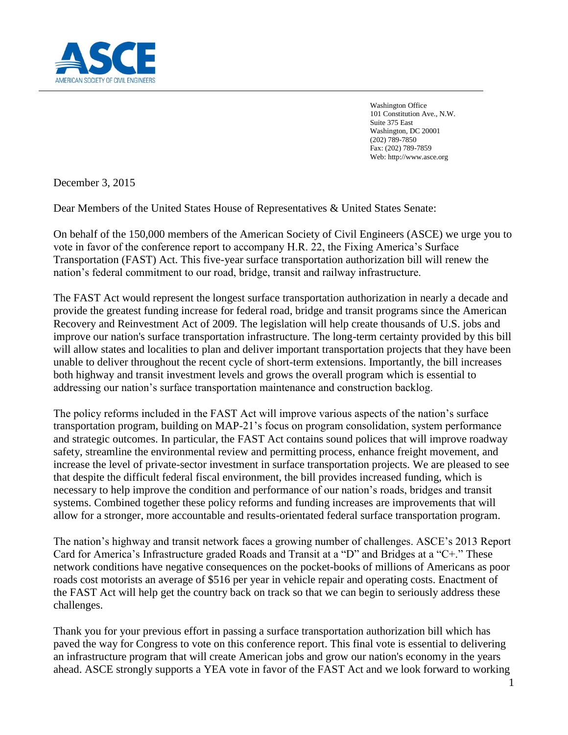**ASCE**
AMERICAN SOCIETY OF CIVIL ENGINEERS

Washington Office
101 Constitution Ave., N.W.
Suite 375 East
Washington, DC 20001
(202) 789-7850
Fax: (202) 789-7859
Web: http://www.asce.org

December 3, 2015

Dear Members of the United States House of Representatives & United States Senate:

On behalf of the 150,000 members of the American Society of Civil Engineers (ASCE) we urge you to vote in favor of the conference report to accompany H.R. 22, the Fixing America's Surface Transportation (FAST) Act. This five-year surface transportation authorization bill will renew the nation's federal commitment to our road, bridge, transit and railway infrastructure.

The FAST Act would represent the longest surface transportation authorization in nearly a decade and provide the greatest funding increase for federal road, bridge and transit programs since the American Recovery and Reinvestment Act of 2009. The legislation will help create thousands of U.S. jobs and improve our nation's surface transportation infrastructure. The long-term certainty provided by this bill will allow states and localities to plan and deliver important transportation projects that they have been unable to deliver throughout the recent cycle of short-term extensions. Importantly, the bill increases both highway and transit investment levels and grows the overall program which is essential to addressing our nation's surface transportation maintenance and construction backlog.

The policy reforms included in the FAST Act will improve various aspects of the nation's surface transportation program, building on MAP-21's focus on program consolidation, system performance and strategic outcomes. In particular, the FAST Act contains sound polices that will improve roadway safety, streamline the environmental review and permitting process, enhance freight movement, and increase the level of private-sector investment in surface transportation projects. We are pleased to see that despite the difficult federal fiscal environment, the bill provides increased funding, which is necessary to help improve the condition and performance of our nation's roads, bridges and transit systems. Combined together these policy reforms and funding increases are improvements that will allow for a stronger, more accountable and results-orientated federal surface transportation program.

The nation's highway and transit network faces a growing number of challenges. ASCE's 2013 Report Card for America's Infrastructure graded Roads and Transit at a "D" and Bridges at a "C+." These network conditions have negative consequences on the pocket-books of millions of Americans as poor roads cost motorists an average of $516 per year in vehicle repair and operating costs. Enactment of the FAST Act will help get the country back on track so that we can begin to seriously address these challenges.

Thank you for your previous effort in passing a surface transportation authorization bill which has paved the way for Congress to vote on this conference report. This final vote is essential to delivering an infrastructure program that will create American jobs and grow our nation's economy in the years ahead. ASCE strongly supports a YEA vote in favor of the FAST Act and we look forward to working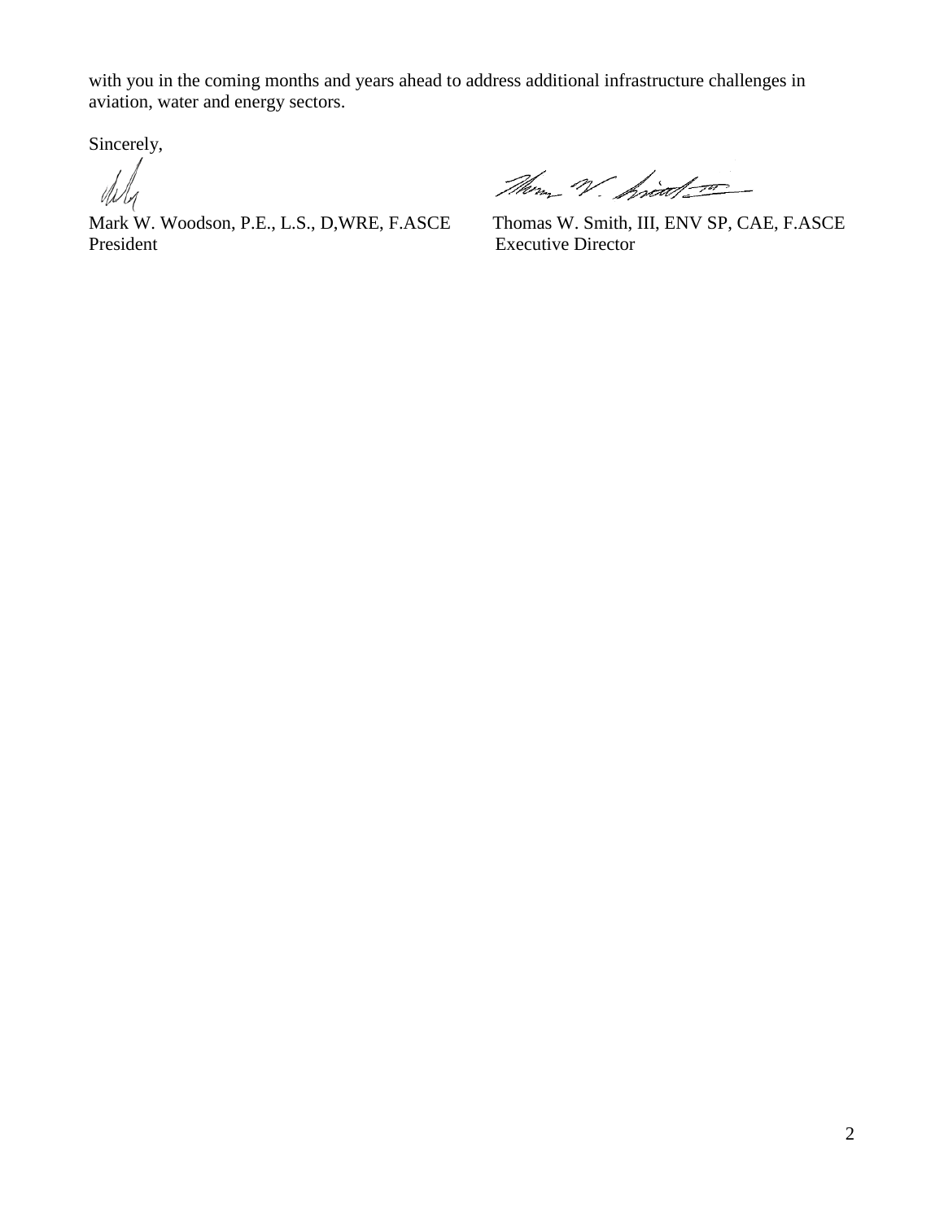with you in the coming months and years ahead to address additional infrastructure challenges in aviation, water and energy sectors.

Sincerely,

Mark W. Woodson, P.E., L.S., D,WRE, F.ASCE
President

Thomas W. Smith, III, ENV SP, CAE, F.ASCE
Executive Director